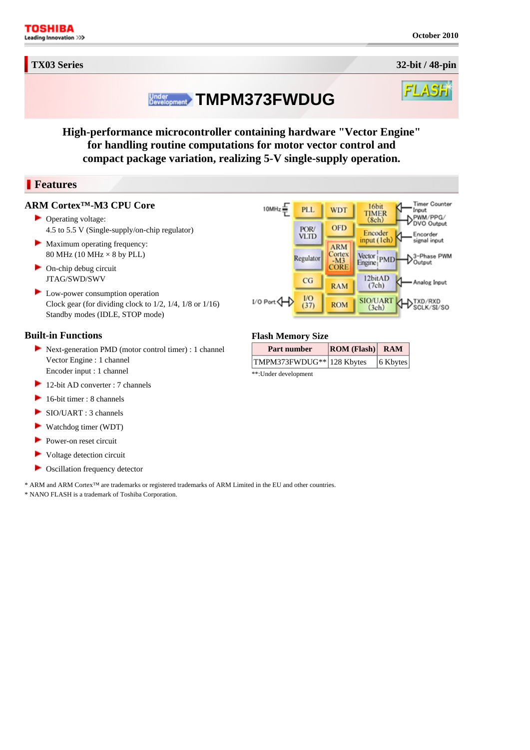TOSHIBA
Leading Innovation

October 2010

**TX03 Series** **32-bit / 48-pin**

# TMPM373FWDUG

Under Development

FLASH

## High-performance microcontroller containing hardware "Vector Engine" for handling routine computations for motor vector control and compact package variation, realizing 5-V single-supply operation.

## Features

### ARM Cortex™-M3 CPU Core

- Operating voltage:
  4.5 to 5.5 V (Single-supply/on-chip regulator)
- Maximum operating frequency:
  80 MHz (10 MHz × 8 by PLL)
- On-chip debug circuit
  JTAG/SWD/SWV
- Low-power consumption operation
  Clock gear (for dividing clock to 1/2, 1/4, 1/8 or 1/16)
  Standby modes (IDLE, STOP mode)

### Built-in Functions

- Next-generation PMD (motor control timer) : 1 channel
  Vector Engine : 1 channel
  Encoder input : 1 channel
- 12-bit AD converter : 7 channels
- 16-bit timer : 8 channels
- SIO/UART : 3 channels
- Watchdog timer (WDT)
- Power-on reset circuit
- Voltage detection circuit
- Oscillation frequency detector

### Flash Memory Size

| Part number | ROM (Flash) | RAM |
|---|---|---|
| TMPM373FWDUG** | 128 Kbytes | 6 Kbytes |

**:Under development

* ARM and ARM Cortex™ are trademarks or registered trademarks of ARM Limited in the EU and other countries.
* NANO FLASH is a trademark of Toshiba Corporation.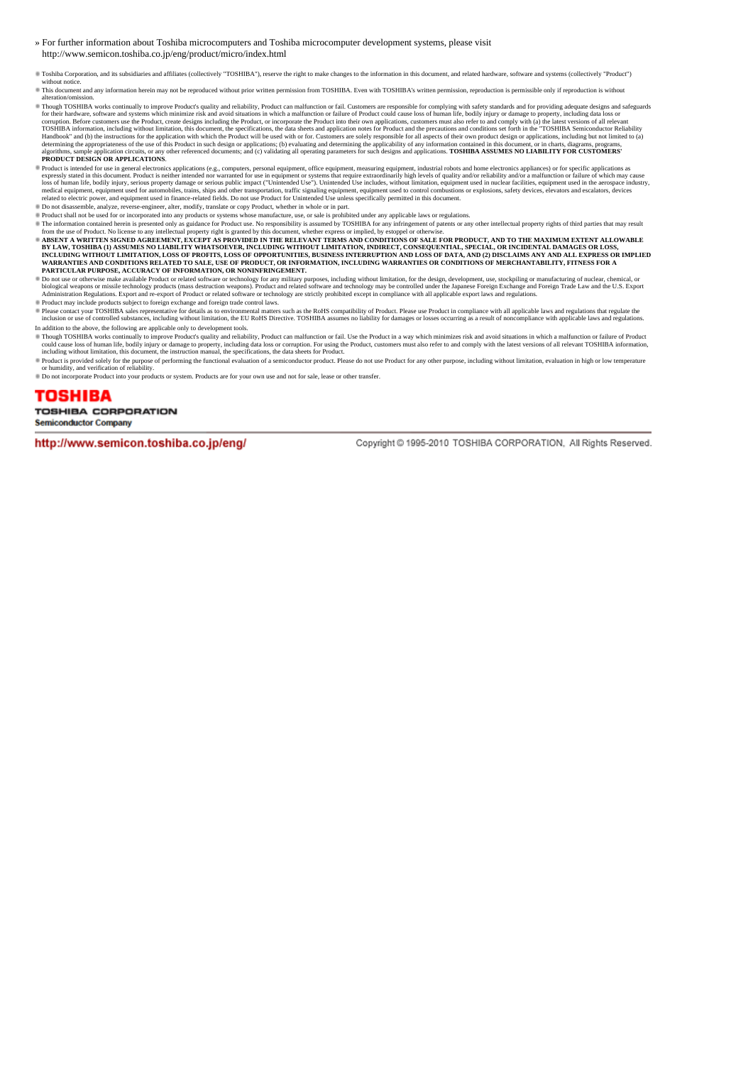» For further information about Toshiba microcomputers and Toshiba microcomputer development systems, please visit
http://www.semicon.toshiba.co.jp/eng/product/micro/index.html

- Toshiba Corporation, and its subsidiaries and affiliates (collectively "TOSHIBA"), reserve the right to make changes to the information in this document, and related hardware, software and systems (collectively "Product") without notice.
- This document and any information herein may not be reproduced without prior written permission from TOSHIBA. Even with TOSHIBA's written permission, reproduction is permissible only if reproduction is without alteration/omission.
- Though TOSHIBA works continually to improve Product's quality and reliability, Product can malfunction or fail. Customers are responsible for complying with safety standards and for providing adequate designs and safeguards for their hardware, software and systems which minimize risk and avoid situations in which a malfunction or failure of Product could cause loss of human life, bodily injury or damage to property, including data loss or corruption. Before customers use the Product, create designs including the Product, or incorporate the Product into their own applications, customers must also refer to and comply with (a) the latest versions of all relevant TOSHIBA information, including without limitation, this document, the specifications, the data sheets and application notes for Product and the precautions and conditions set forth in the "TOSHIBA Semiconductor Reliability Handbook" and (b) the instructions for the application with which the Product will be used with or for. Customers are solely responsible for all aspects of their own product design or applications, including but not limited to (a) determining the appropriateness of the use of this Product in such design or applications; (b) evaluating and determining the applicability of any information contained in this document, or in charts, diagrams, programs, algorithms, sample application circuits, or any other referenced documents; and (c) validating all operating parameters for such designs and applications. **TOSHIBA ASSUMES NO LIABILITY FOR CUSTOMERS' PRODUCT DESIGN OR APPLICATIONS**.
- Product is intended for use in general electronics applications (e.g., computers, personal equipment, office equipment, measuring equipment, industrial robots and home electronics appliances) or for specific applications as expressly stated in this document. Product is neither intended nor warranted for use in equipment or systems that require extraordinarily high levels of quality and/or reliability and/or a malfunction or failure of which may cause loss of human life, bodily injury, serious property damage or serious public impact ("Unintended Use"). Unintended Use includes, without limitation, equipment used in nuclear facilities, equipment used in the aerospace industry, medical equipment, equipment used for automobiles, trains, ships and other transportation, traffic signaling equipment, equipment used to control combustions or explosions, safety devices, elevators and escalators, devices related to electric power, and equipment used in finance-related fields. Do not use Product for Unintended Use unless specifically permitted in this document.
- Do not disassemble, analyze, reverse-engineer, alter, modify, translate or copy Product, whether in whole or in part.
- Product shall not be used for or incorporated into any products or systems whose manufacture, use, or sale is prohibited under any applicable laws or regulations.
- The information contained herein is presented only as guidance for Product use. No responsibility is assumed by TOSHIBA for any infringement of patents or any other intellectual property rights of third parties that may result from the use of Product. No license to any intellectual property right is granted by this document, whether express or implied, by estoppel or otherwise.
- **ABSENT A WRITTEN SIGNED AGREEMENT, EXCEPT AS PROVIDED IN THE RELEVANT TERMS AND CONDITIONS OF SALE FOR PRODUCT, AND TO THE MAXIMUM EXTENT ALLOWABLE BY LAW, TOSHIBA (1) ASSUMES NO LIABILITY WHATSOEVER, INCLUDING WITHOUT LIMITATION, INDIRECT, CONSEQUENTIAL, SPECIAL, OR INCIDENTAL DAMAGES OR LOSS, INCLUDING WITHOUT LIMITATION, LOSS OF PROFITS, LOSS OF OPPORTUNITIES, BUSINESS INTERRUPTION AND LOSS OF DATA, AND (2) DISCLAIMS ANY AND ALL EXPRESS OR IMPLIED WARRANTIES AND CONDITIONS RELATED TO SALE, USE OF PRODUCT, OR INFORMATION, INCLUDING WARRANTIES OR CONDITIONS OF MERCHANTABILITY, FITNESS FOR A PARTICULAR PURPOSE, ACCURACY OF INFORMATION, OR NONINFRINGEMENT.**
- Do not use or otherwise make available Product or related software or technology for any military purposes, including without limitation, for the design, development, use, stockpiling or manufacturing of nuclear, chemical, or biological weapons or missile technology products (mass destruction weapons). Product and related software and technology may be controlled under the Japanese Foreign Exchange and Foreign Trade Law and the U.S. Export Administration Regulations. Export and re-export of Product or related software or technology are strictly prohibited except in compliance with all applicable export laws and regulations.
- Product may include products subject to foreign exchange and foreign trade control laws.
- Please contact your TOSHIBA sales representative for details as to environmental matters such as the RoHS compatibility of Product. Please use Product in compliance with all applicable laws and regulations that regulate the inclusion or use of controlled substances, including without limitation, the EU RoHS Directive. TOSHIBA assumes no liability for damages or losses occurring as a result of noncompliance with applicable laws and regulations.

In addition to the above, the following are applicable only to development tools.

- Though TOSHIBA works continually to improve Product's quality and reliability, Product can malfunction or fail. Use the Product in a way which minimizes risk and avoid situations in which a malfunction or failure of Product could cause loss of human life, bodily injury or damage to property, including data loss or corruption. For using the Product, customers must also refer to and comply with the latest versions of all relevant TOSHIBA information, including without limitation, this document, the instruction manual, the specifications, the data sheets for Product.
- Product is provided solely for the purpose of performing the functional evaluation of a semiconductor product. Please do not use Product for any other purpose, including without limitation, evaluation in high or low temperature or humidity, and verification of reliability.
- Do not incorporate Product into your products or system. Products are for your own use and not for sale, lease or other transfer.

**TOSHIBA**

**TOSHIBA CORPORATION**
**Semiconductor Company**

http://www.semicon.toshiba.co.jp/eng/

Copyright © 1995-2010 TOSHIBA CORPORATION, All Rights Reserved.